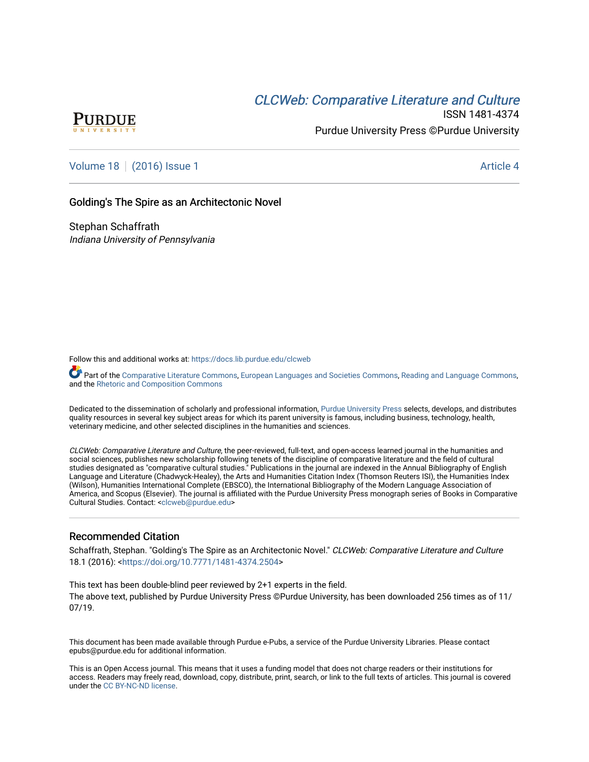*CLCWeb: Comparative Literature and Culture*

ISSN 1481-4374

Purdue University Press ©Purdue University

Volume 18 | (2016) Issue 1 Article 4

# Golding's The Spire as an Architectonic Novel

Stephan Schaffrath
*Indiana University of Pennsylvania*

Follow this and additional works at: https://docs.lib.purdue.edu/clcweb

Part of the Comparative Literature Commons, European Languages and Societies Commons, Reading and Language Commons, and the Rhetoric and Composition Commons

Dedicated to the dissemination of scholarly and professional information, Purdue University Press selects, develops, and distributes quality resources in several key subject areas for which its parent university is famous, including business, technology, health, veterinary medicine, and other selected disciplines in the humanities and sciences.

*CLCWeb: Comparative Literature and Culture*, the peer-reviewed, full-text, and open-access learned journal in the humanities and social sciences, publishes new scholarship following tenets of the discipline of comparative literature and the field of cultural studies designated as "comparative cultural studies." Publications in the journal are indexed in the Annual Bibliography of English Language and Literature (Chadwyck-Healey), the Arts and Humanities Citation Index (Thomson Reuters ISI), the Humanities Index (Wilson), Humanities International Complete (EBSCO), the International Bibliography of the Modern Language Association of America, and Scopus (Elsevier). The journal is affiliated with the Purdue University Press monograph series of Books in Comparative Cultural Studies. Contact: <clcweb@purdue.edu>

## Recommended Citation

Schaffrath, Stephan. "Golding's The Spire as an Architectonic Novel." *CLCWeb: Comparative Literature and Culture* 18.1 (2016): <https://doi.org/10.7771/1481-4374.2504>

This text has been double-blind peer reviewed by 2+1 experts in the field.
The above text, published by Purdue University Press ©Purdue University, has been downloaded 256 times as of 11/07/19.

This document has been made available through Purdue e-Pubs, a service of the Purdue University Libraries. Please contact epubs@purdue.edu for additional information.

This is an Open Access journal. This means that it uses a funding model that does not charge readers or their institutions for access. Readers may freely read, download, copy, distribute, print, search, or link to the full texts of articles. This journal is covered under the CC BY-NC-ND license.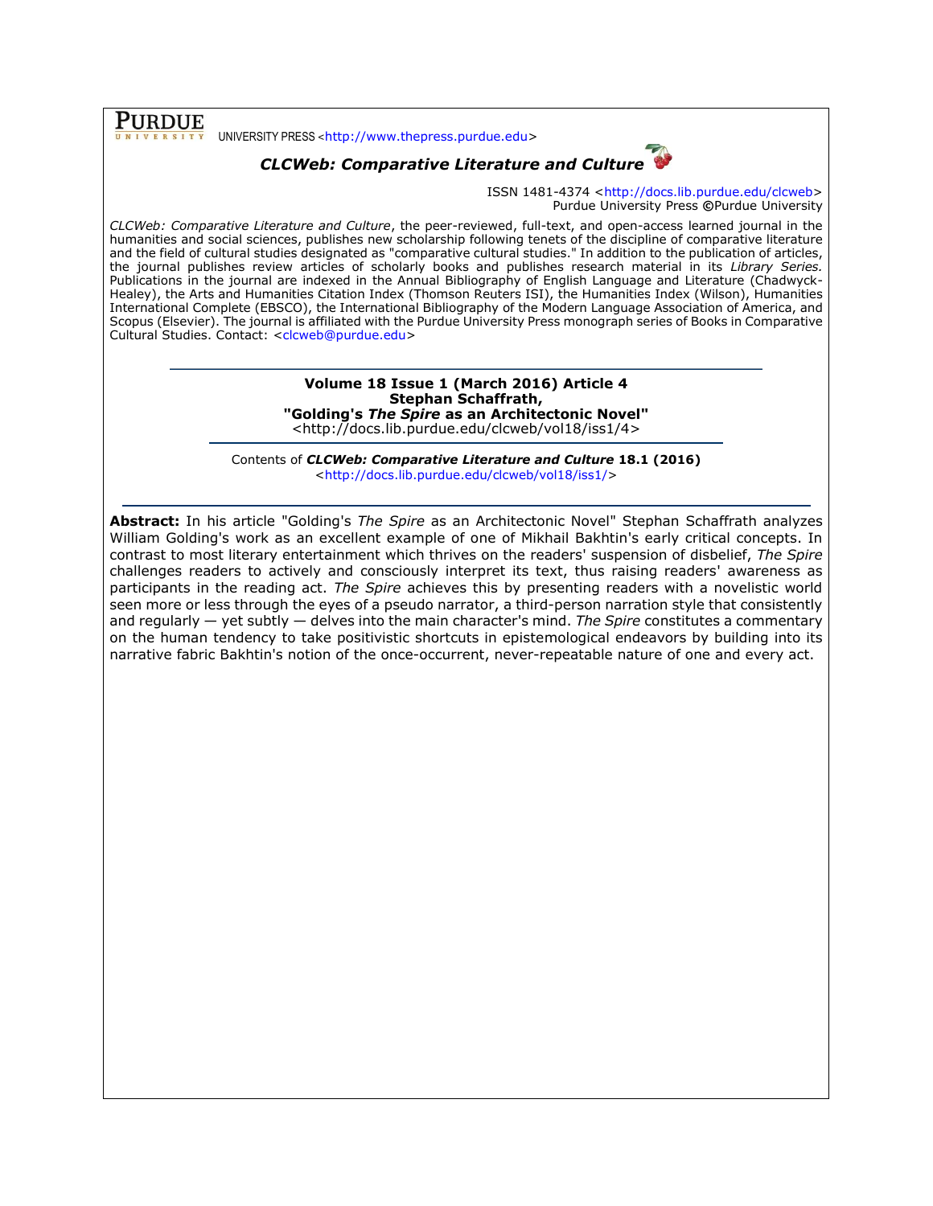PURDUE UNIVERSITY PRESS <http://www.thepress.purdue.edu>

***CLCWeb: Comparative Literature and Culture***

ISSN 1481-4374 <http://docs.lib.purdue.edu/clcweb>
Purdue University Press ©Purdue University

*CLCWeb: Comparative Literature and Culture*, the peer-reviewed, full-text, and open-access learned journal in the humanities and social sciences, publishes new scholarship following tenets of the discipline of comparative literature and the field of cultural studies designated as "comparative cultural studies." In addition to the publication of articles, the journal publishes review articles of scholarly books and publishes research material in its *Library Series.* Publications in the journal are indexed in the Annual Bibliography of English Language and Literature (Chadwyck-Healey), the Arts and Humanities Citation Index (Thomson Reuters ISI), the Humanities Index (Wilson), Humanities International Complete (EBSCO), the International Bibliography of the Modern Language Association of America, and Scopus (Elsevier). The journal is affiliated with the Purdue University Press monograph series of Books in Comparative Cultural Studies. Contact: <clcweb@purdue.edu>

---

**Volume 18 Issue 1 (March 2016) Article 4**
**Stephan Schaffrath,**
**"Golding's *The Spire* as an Architectonic Novel"**
<http://docs.lib.purdue.edu/clcweb/vol18/iss1/4>

---

Contents of ***CLCWeb: Comparative Literature and Culture* 18.1 (2016)**
<http://docs.lib.purdue.edu/clcweb/vol18/iss1/>

---

**Abstract:** In his article "Golding's *The Spire* as an Architectonic Novel" Stephan Schaffrath analyzes William Golding's work as an excellent example of one of Mikhail Bakhtin's early critical concepts. In contrast to most literary entertainment which thrives on the readers' suspension of disbelief, *The Spire* challenges readers to actively and consciously interpret its text, thus raising readers' awareness as participants in the reading act. *The Spire* achieves this by presenting readers with a novelistic world seen more or less through the eyes of a pseudo narrator, a third-person narration style that consistently and regularly — yet subtly — delves into the main character's mind. *The Spire* constitutes a commentary on the human tendency to take positivistic shortcuts in epistemological endeavors by building into its narrative fabric Bakhtin's notion of the once-occurrent, never-repeatable nature of one and every act.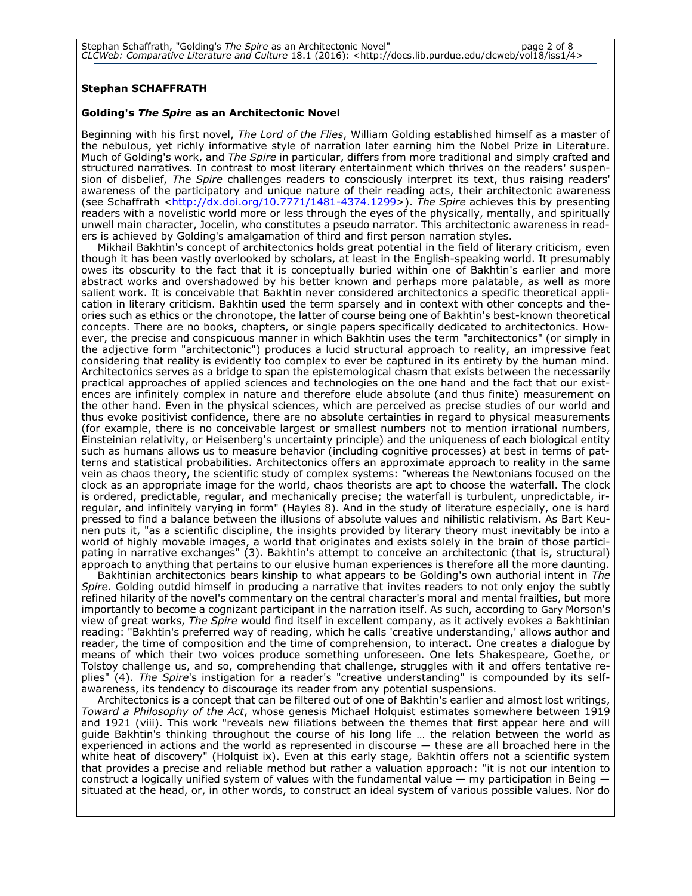**Stephan SCHAFFRATH**

**Golding's *The Spire* as an Architectonic Novel**

Beginning with his first novel, *The Lord of the Flies*, William Golding established himself as a master of the nebulous, yet richly informative style of narration later earning him the Nobel Prize in Literature. Much of Golding's work, and *The Spire* in particular, differs from more traditional and simply crafted and structured narratives. In contrast to most literary entertainment which thrives on the readers' suspension of disbelief, *The Spire* challenges readers to consciously interpret its text, thus raising readers' awareness of the participatory and unique nature of their reading acts, their architectonic awareness (see Schaffrath <http://dx.doi.org/10.7771/1481-4374.1299>). *The Spire* achieves this by presenting readers with a novelistic world more or less through the eyes of the physically, mentally, and spiritually unwell main character, Jocelin, who constitutes a pseudo narrator. This architectonic awareness in readers is achieved by Golding's amalgamation of third and first person narration styles.

Mikhail Bakhtin's concept of architectonics holds great potential in the field of literary criticism, even though it has been vastly overlooked by scholars, at least in the English-speaking world. It presumably owes its obscurity to the fact that it is conceptually buried within one of Bakhtin's earlier and more abstract works and overshadowed by his better known and perhaps more palatable, as well as more salient work. It is conceivable that Bakhtin never considered architectonics a specific theoretical application in literary criticism. Bakhtin used the term sparsely and in context with other concepts and theories such as ethics or the chronotope, the latter of course being one of Bakhtin's best-known theoretical concepts. There are no books, chapters, or single papers specifically dedicated to architectonics. However, the precise and conspicuous manner in which Bakhtin uses the term "architectonics" (or simply in the adjective form "architectonic") produces a lucid structural approach to reality, an impressive feat considering that reality is evidently too complex to ever be captured in its entirety by the human mind. Architectonics serves as a bridge to span the epistemological chasm that exists between the necessarily practical approaches of applied sciences and technologies on the one hand and the fact that our existences are infinitely complex in nature and therefore elude absolute (and thus finite) measurement on the other hand. Even in the physical sciences, which are perceived as precise studies of our world and thus evoke positivist confidence, there are no absolute certainties in regard to physical measurements (for example, there is no conceivable largest or smallest numbers not to mention irrational numbers, Einsteinian relativity, or Heisenberg's uncertainty principle) and the uniqueness of each biological entity such as humans allows us to measure behavior (including cognitive processes) at best in terms of patterns and statistical probabilities. Architectonics offers an approximate approach to reality in the same vein as chaos theory, the scientific study of complex systems: "whereas the Newtonians focused on the clock as an appropriate image for the world, chaos theorists are apt to choose the waterfall. The clock is ordered, predictable, regular, and mechanically precise; the waterfall is turbulent, unpredictable, irregular, and infinitely varying in form" (Hayles 8). And in the study of literature especially, one is hard pressed to find a balance between the illusions of absolute values and nihilistic relativism. As Bart Keunen puts it, "as a scientific discipline, the insights provided by literary theory must inevitably be into a world of highly movable images, a world that originates and exists solely in the brain of those participating in narrative exchanges" (3). Bakhtin's attempt to conceive an architectonic (that is, structural) approach to anything that pertains to our elusive human experiences is therefore all the more daunting.

Bakhtinian architectonics bears kinship to what appears to be Golding's own authorial intent in *The Spire*. Golding outdid himself in producing a narrative that invites readers to not only enjoy the subtly refined hilarity of the novel's commentary on the central character's moral and mental frailties, but more importantly to become a cognizant participant in the narration itself. As such, according to Gary Morson's view of great works, *The Spire* would find itself in excellent company, as it actively evokes a Bakhtinian reading: "Bakhtin's preferred way of reading, which he calls 'creative understanding,' allows author and reader, the time of composition and the time of comprehension, to interact. One creates a dialogue by means of which their two voices produce something unforeseen. One lets Shakespeare, Goethe, or Tolstoy challenge us, and so, comprehending that challenge, struggles with it and offers tentative replies" (4). *The Spire*'s instigation for a reader's "creative understanding" is compounded by its self-awareness, its tendency to discourage its reader from any potential suspensions.

Architectonics is a concept that can be filtered out of one of Bakhtin's earlier and almost lost writings, *Toward a Philosophy of the Act*, whose genesis Michael Holquist estimates somewhere between 1919 and 1921 (viii). This work "reveals new filiations between the themes that first appear here and will guide Bakhtin's thinking throughout the course of his long life … the relation between the world as experienced in actions and the world as represented in discourse — these are all broached here in the white heat of discovery" (Holquist ix). Even at this early stage, Bakhtin offers not a scientific system that provides a precise and reliable method but rather a valuation approach: "it is not our intention to construct a logically unified system of values with the fundamental value — my participation in Being — situated at the head, or, in other words, to construct an ideal system of various possible values. Nor do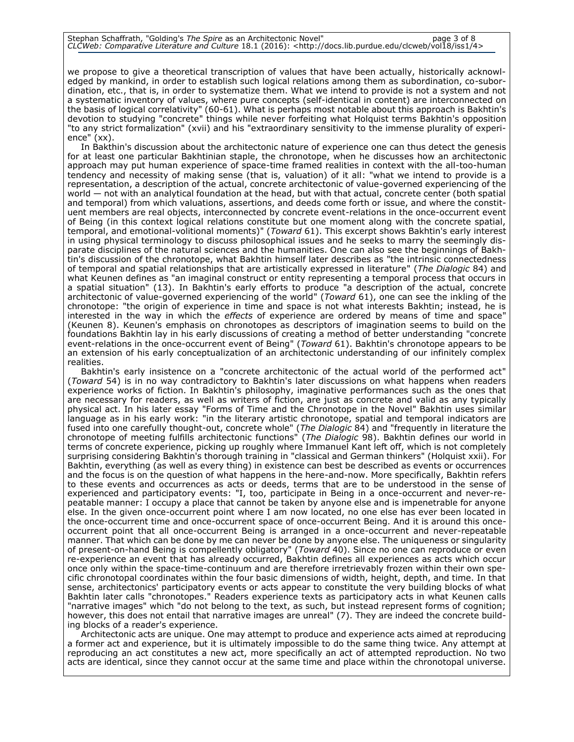we propose to give a theoretical transcription of values that have been actually, historically acknowledged by mankind, in order to establish such logical relations among them as subordination, co-subordination, etc., that is, in order to systematize them. What we intend to provide is not a system and not a systematic inventory of values, where pure concepts (self-identical in content) are interconnected on the basis of logical correlativity" (60-61). What is perhaps most notable about this approach is Bakhtin's devotion to studying "concrete" things while never forfeiting what Holquist terms Bakhtin's opposition "to any strict formalization" (xvii) and his "extraordinary sensitivity to the immense plurality of experience" (xx).

In Bakhtin's discussion about the architectonic nature of experience one can thus detect the genesis for at least one particular Bakhtinian staple, the chronotope, when he discusses how an architectonic approach may put human experience of space-time framed realities in context with the all-too-human tendency and necessity of making sense (that is, valuation) of it all: "what we intend to provide is a representation, a description of the actual, concrete architectonic of value-governed experiencing of the world — not with an analytical foundation at the head, but with that actual, concrete center (both spatial and temporal) from which valuations, assertions, and deeds come forth or issue, and where the constituent members are real objects, interconnected by concrete event-relations in the once-occurrent event of Being (in this context logical relations constitute but one moment along with the concrete spatial, temporal, and emotional-volitional moments)" (*Toward* 61). This excerpt shows Bakhtin's early interest in using physical terminology to discuss philosophical issues and he seeks to marry the seemingly disparate disciplines of the natural sciences and the humanities. One can also see the beginnings of Bakhtin's discussion of the chronotope, what Bakhtin himself later describes as "the intrinsic connectedness of temporal and spatial relationships that are artistically expressed in literature" (*The Dialogic* 84) and what Keunen defines as "an imaginal construct or entity representing a temporal process that occurs in a spatial situation" (13). In Bakhtin's early efforts to produce "a description of the actual, concrete architectonic of value-governed experiencing of the world" (*Toward* 61), one can see the inkling of the chronotope: "the origin of experience in time and space is not what interests Bakhtin; instead, he is interested in the way in which the *effects* of experience are ordered by means of time and space" (Keunen 8). Keunen's emphasis on chronotopes as descriptors of imagination seems to build on the foundations Bakhtin lay in his early discussions of creating a method of better understanding "concrete event-relations in the once-occurrent event of Being" (*Toward* 61). Bakhtin's chronotope appears to be an extension of his early conceptualization of an architectonic understanding of our infinitely complex realities.

Bakhtin's early insistence on a "concrete architectonic of the actual world of the performed act" (*Toward* 54) is in no way contradictory to Bakhtin's later discussions on what happens when readers experience works of fiction. In Bakhtin's philosophy, imaginative performances such as the ones that are necessary for readers, as well as writers of fiction, are just as concrete and valid as any typically physical act. In his later essay "Forms of Time and the Chronotope in the Novel" Bakhtin uses similar language as in his early work: "in the literary artistic chronotope, spatial and temporal indicators are fused into one carefully thought-out, concrete whole" (*The Dialogic* 84) and "frequently in literature the chronotope of meeting fulfills architectonic functions" (*The Dialogic* 98). Bakhtin defines our world in terms of concrete experience, picking up roughly where Immanuel Kant left off, which is not completely surprising considering Bakhtin's thorough training in "classical and German thinkers" (Holquist xxii). For Bakhtin, everything (as well as every thing) in existence can best be described as events or occurrences and the focus is on the question of what happens in the here-and-now. More specifically, Bakhtin refers to these events and occurrences as acts or deeds, terms that are to be understood in the sense of experienced and participatory events: "I, too, participate in Being in a once-occurrent and never-repeatable manner: I occupy a place that cannot be taken by anyone else and is impenetrable for anyone else. In the given once-occurrent point where I am now located, no one else has ever been located in the once-occurrent time and once-occurrent space of once-occurrent Being. And it is around this once-occurrent point that all once-occurrent Being is arranged in a once-occurrent and never-repeatable manner. That which can be done by me can never be done by anyone else. The uniqueness or singularity of present-on-hand Being is compellently obligatory" (*Toward* 40). Since no one can reproduce or even re-experience an event that has already occurred, Bakhtin defines all experiences as acts which occur once only within the space-time-continuum and are therefore irretrievably frozen within their own specific chronotopal coordinates within the four basic dimensions of width, height, depth, and time. In that sense, architectonics' participatory events or acts appear to constitute the very building blocks of what Bakhtin later calls "chronotopes." Readers experience texts as participatory acts in what Keunen calls "narrative images" which "do not belong to the text, as such, but instead represent forms of cognition; however, this does not entail that narrative images are unreal" (7). They are indeed the concrete building blocks of a reader's experience.

Architectonic acts are unique. One may attempt to produce and experience acts aimed at reproducing a former act and experience, but it is ultimately impossible to do the same thing twice. Any attempt at reproducing an act constitutes a new act, more specifically an act of attempted reproduction. No two acts are identical, since they cannot occur at the same time and place within the chronotopal universe.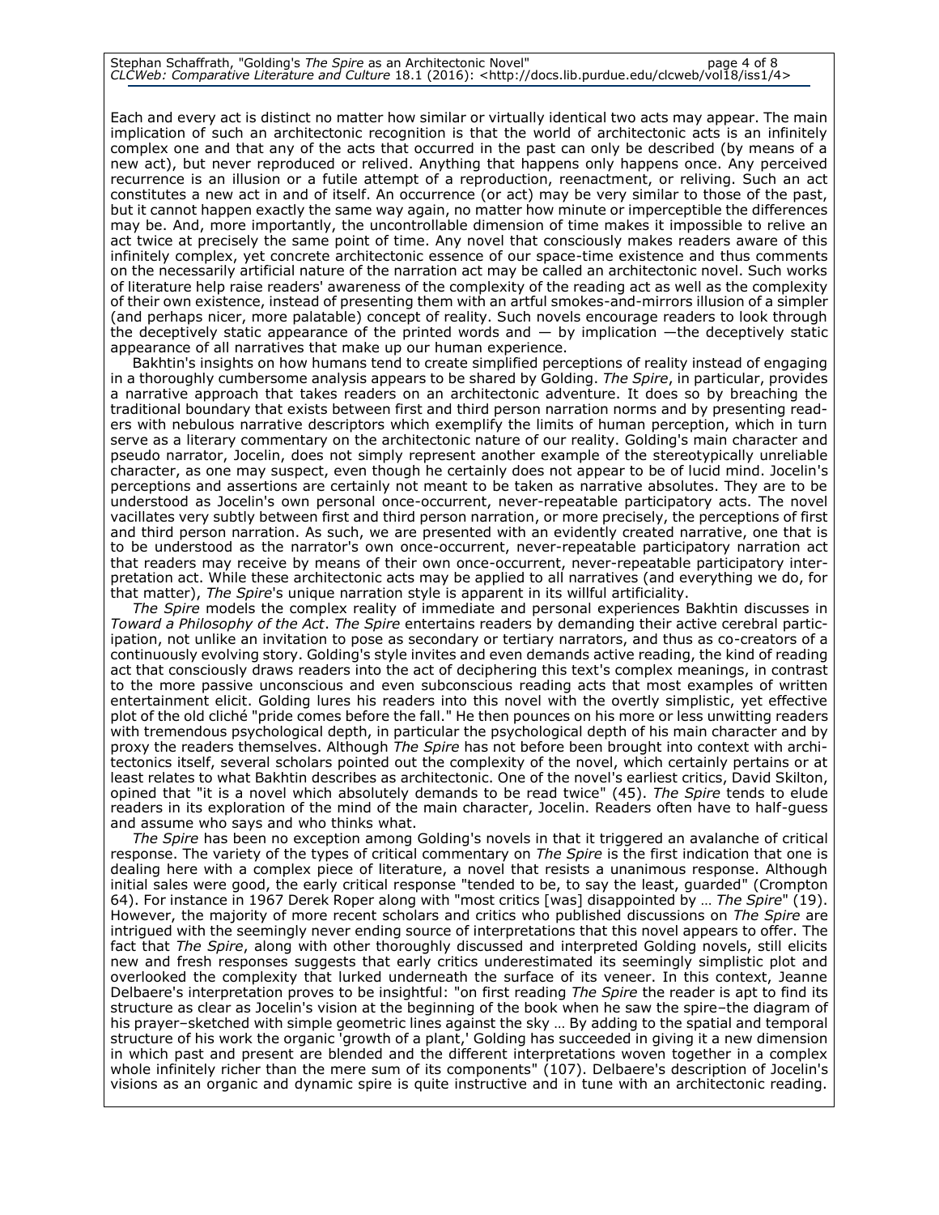Each and every act is distinct no matter how similar or virtually identical two acts may appear. The main implication of such an architectonic recognition is that the world of architectonic acts is an infinitely complex one and that any of the acts that occurred in the past can only be described (by means of a new act), but never reproduced or relived. Anything that happens only happens once. Any perceived recurrence is an illusion or a futile attempt of a reproduction, reenactment, or reliving. Such an act constitutes a new act in and of itself. An occurrence (or act) may be very similar to those of the past, but it cannot happen exactly the same way again, no matter how minute or imperceptible the differences may be. And, more importantly, the uncontrollable dimension of time makes it impossible to relive an act twice at precisely the same point of time. Any novel that consciously makes readers aware of this infinitely complex, yet concrete architectonic essence of our space-time existence and thus comments on the necessarily artificial nature of the narration act may be called an architectonic novel. Such works of literature help raise readers' awareness of the complexity of the reading act as well as the complexity of their own existence, instead of presenting them with an artful smokes-and-mirrors illusion of a simpler (and perhaps nicer, more palatable) concept of reality. Such novels encourage readers to look through the deceptively static appearance of the printed words and — by implication —the deceptively static appearance of all narratives that make up our human experience.

Bakhtin's insights on how humans tend to create simplified perceptions of reality instead of engaging in a thoroughly cumbersome analysis appears to be shared by Golding. *The Spire*, in particular, provides a narrative approach that takes readers on an architectonic adventure. It does so by breaching the traditional boundary that exists between first and third person narration norms and by presenting readers with nebulous narrative descriptors which exemplify the limits of human perception, which in turn serve as a literary commentary on the architectonic nature of our reality. Golding's main character and pseudo narrator, Jocelin, does not simply represent another example of the stereotypically unreliable character, as one may suspect, even though he certainly does not appear to be of lucid mind. Jocelin's perceptions and assertions are certainly not meant to be taken as narrative absolutes. They are to be understood as Jocelin's own personal once-occurrent, never-repeatable participatory acts. The novel vacillates very subtly between first and third person narration, or more precisely, the perceptions of first and third person narration. As such, we are presented with an evidently created narrative, one that is to be understood as the narrator's own once-occurrent, never-repeatable participatory narration act that readers may receive by means of their own once-occurrent, never-repeatable participatory interpretation act. While these architectonic acts may be applied to all narratives (and everything we do, for that matter), *The Spire*'s unique narration style is apparent in its willful artificiality.

*The Spire* models the complex reality of immediate and personal experiences Bakhtin discusses in *Toward a Philosophy of the Act*. *The Spire* entertains readers by demanding their active cerebral participation, not unlike an invitation to pose as secondary or tertiary narrators, and thus as co-creators of a continuously evolving story. Golding's style invites and even demands active reading, the kind of reading act that consciously draws readers into the act of deciphering this text's complex meanings, in contrast to the more passive unconscious and even subconscious reading acts that most examples of written entertainment elicit. Golding lures his readers into this novel with the overtly simplistic, yet effective plot of the old cliché "pride comes before the fall." He then pounces on his more or less unwitting readers with tremendous psychological depth, in particular the psychological depth of his main character and by proxy the readers themselves. Although *The Spire* has not before been brought into context with architectonics itself, several scholars pointed out the complexity of the novel, which certainly pertains or at least relates to what Bakhtin describes as architectonic. One of the novel's earliest critics, David Skilton, opined that "it is a novel which absolutely demands to be read twice" (45). *The Spire* tends to elude readers in its exploration of the mind of the main character, Jocelin. Readers often have to half-guess and assume who says and who thinks what.

*The Spire* has been no exception among Golding's novels in that it triggered an avalanche of critical response. The variety of the types of critical commentary on *The Spire* is the first indication that one is dealing here with a complex piece of literature, a novel that resists a unanimous response. Although initial sales were good, the early critical response "tended to be, to say the least, guarded" (Crompton 64). For instance in 1967 Derek Roper along with "most critics [was] disappointed by … *The Spire*" (19). However, the majority of more recent scholars and critics who published discussions on *The Spire* are intrigued with the seemingly never ending source of interpretations that this novel appears to offer. The fact that *The Spire*, along with other thoroughly discussed and interpreted Golding novels, still elicits new and fresh responses suggests that early critics underestimated its seemingly simplistic plot and overlooked the complexity that lurked underneath the surface of its veneer. In this context, Jeanne Delbaere's interpretation proves to be insightful: "on first reading *The Spire* the reader is apt to find its structure as clear as Jocelin's vision at the beginning of the book when he saw the spire–the diagram of his prayer–sketched with simple geometric lines against the sky … By adding to the spatial and temporal structure of his work the organic 'growth of a plant,' Golding has succeeded in giving it a new dimension in which past and present are blended and the different interpretations woven together in a complex whole infinitely richer than the mere sum of its components" (107). Delbaere's description of Jocelin's visions as an organic and dynamic spire is quite instructive and in tune with an architectonic reading.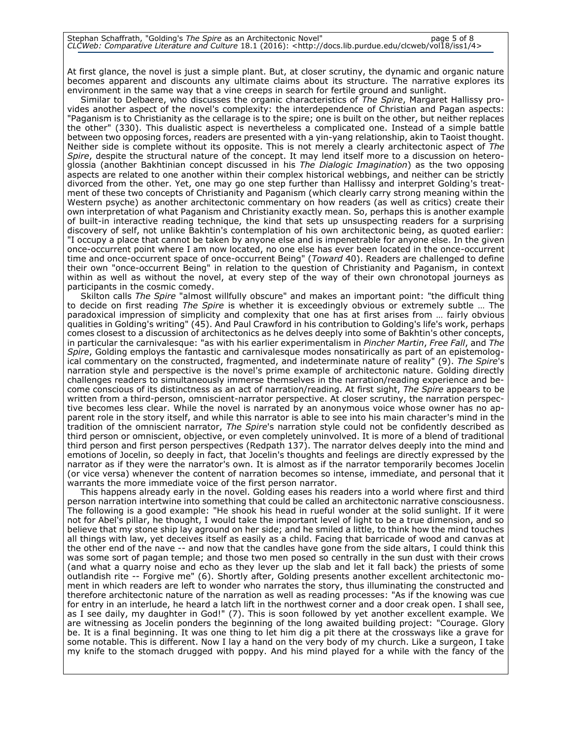At first glance, the novel is just a simple plant. But, at closer scrutiny, the dynamic and organic nature becomes apparent and discounts any ultimate claims about its structure. The narrative explores its environment in the same way that a vine creeps in search for fertile ground and sunlight.

Similar to Delbaere, who discusses the organic characteristics of *The Spire*, Margaret Hallissy provides another aspect of the novel's complexity: the interdependence of Christian and Pagan aspects: "Paganism is to Christianity as the cellarage is to the spire; one is built on the other, but neither replaces the other" (330). This dualistic aspect is nevertheless a complicated one. Instead of a simple battle between two opposing forces, readers are presented with a yin-yang relationship, akin to Taoist thought. Neither side is complete without its opposite. This is not merely a clearly architectonic aspect of *The Spire*, despite the structural nature of the concept. It may lend itself more to a discussion on heteroglossia (another Bakhtinian concept discussed in his *The Dialogic Imagination*) as the two opposing aspects are related to one another within their complex historical webbings, and neither can be strictly divorced from the other. Yet, one may go one step further than Hallissy and interpret Golding's treatment of these two concepts of Christianity and Paganism (which clearly carry strong meaning within the Western psyche) as another architectonic commentary on how readers (as well as critics) create their own interpretation of what Paganism and Christianity exactly mean. So, perhaps this is another example of built-in interactive reading technique, the kind that sets up unsuspecting readers for a surprising discovery of self, not unlike Bakhtin's contemplation of his own architectonic being, as quoted earlier: "I occupy a place that cannot be taken by anyone else and is impenetrable for anyone else. In the given once-occurrent point where I am now located, no one else has ever been located in the once-occurrent time and once-occurrent space of once-occurrent Being" (*Toward* 40). Readers are challenged to define their own "once-occurrent Being" in relation to the question of Christianity and Paganism, in context within as well as without the novel, at every step of the way of their own chronotopal journeys as participants in the cosmic comedy.

Skilton calls *The Spire* "almost willfully obscure" and makes an important point: "the difficult thing to decide on first reading *The Spire* is whether it is exceedingly obvious or extremely subtle … The paradoxical impression of simplicity and complexity that one has at first arises from … fairly obvious qualities in Golding's writing" (45). And Paul Crawford in his contribution to Golding's life's work, perhaps comes closest to a discussion of architectonics as he delves deeply into some of Bakhtin's other concepts, in particular the carnivalesque: "as with his earlier experimentalism in *Pincher Martin*, *Free Fall*, and *The Spire*, Golding employs the fantastic and carnivalesque modes nonsatirically as part of an epistemological commentary on the constructed, fragmented, and indeterminate nature of reality" (9). *The Spire*'s narration style and perspective is the novel's prime example of architectonic nature. Golding directly challenges readers to simultaneously immerse themselves in the narration/reading experience and become conscious of its distinctness as an act of narration/reading. At first sight, *The Spire* appears to be written from a third-person, omniscient-narrator perspective. At closer scrutiny, the narration perspective becomes less clear. While the novel is narrated by an anonymous voice whose owner has no apparent role in the story itself, and while this narrator is able to see into his main character's mind in the tradition of the omniscient narrator, *The Spire*'s narration style could not be confidently described as third person or omniscient, objective, or even completely uninvolved. It is more of a blend of traditional third person and first person perspectives (Redpath 137). The narrator delves deeply into the mind and emotions of Jocelin, so deeply in fact, that Jocelin's thoughts and feelings are directly expressed by the narrator as if they were the narrator's own. It is almost as if the narrator temporarily becomes Jocelin (or vice versa) whenever the content of narration becomes so intense, immediate, and personal that it warrants the more immediate voice of the first person narrator.

This happens already early in the novel. Golding eases his readers into a world where first and third person narration intertwine into something that could be called an architectonic narrative consciousness. The following is a good example: "He shook his head in rueful wonder at the solid sunlight. If it were not for Abel's pillar, he thought, I would take the important level of light to be a true dimension, and so believe that my stone ship lay aground on her side; and he smiled a little, to think how the mind touches all things with law, yet deceives itself as easily as a child. Facing that barricade of wood and canvas at the other end of the nave -- and now that the candles have gone from the side altars, I could think this was some sort of pagan temple; and those two men posed so centrally in the sun dust with their crows (and what a quarry noise and echo as they lever up the slab and let it fall back) the priests of some outlandish rite -- Forgive me" (6). Shortly after, Golding presents another excellent architectonic moment in which readers are left to wonder who narrates the story, thus illuminating the constructed and therefore architectonic nature of the narration as well as reading processes: "As if the knowing was cue for entry in an interlude, he heard a latch lift in the northwest corner and a door creak open. I shall see, as I see daily, my daughter in God!" (7). This is soon followed by yet another excellent example. We are witnessing as Jocelin ponders the beginning of the long awaited building project: "Courage. Glory be. It is a final beginning. It was one thing to let him dig a pit there at the crossways like a grave for some notable. This is different. Now I lay a hand on the very body of my church. Like a surgeon, I take my knife to the stomach drugged with poppy. And his mind played for a while with the fancy of the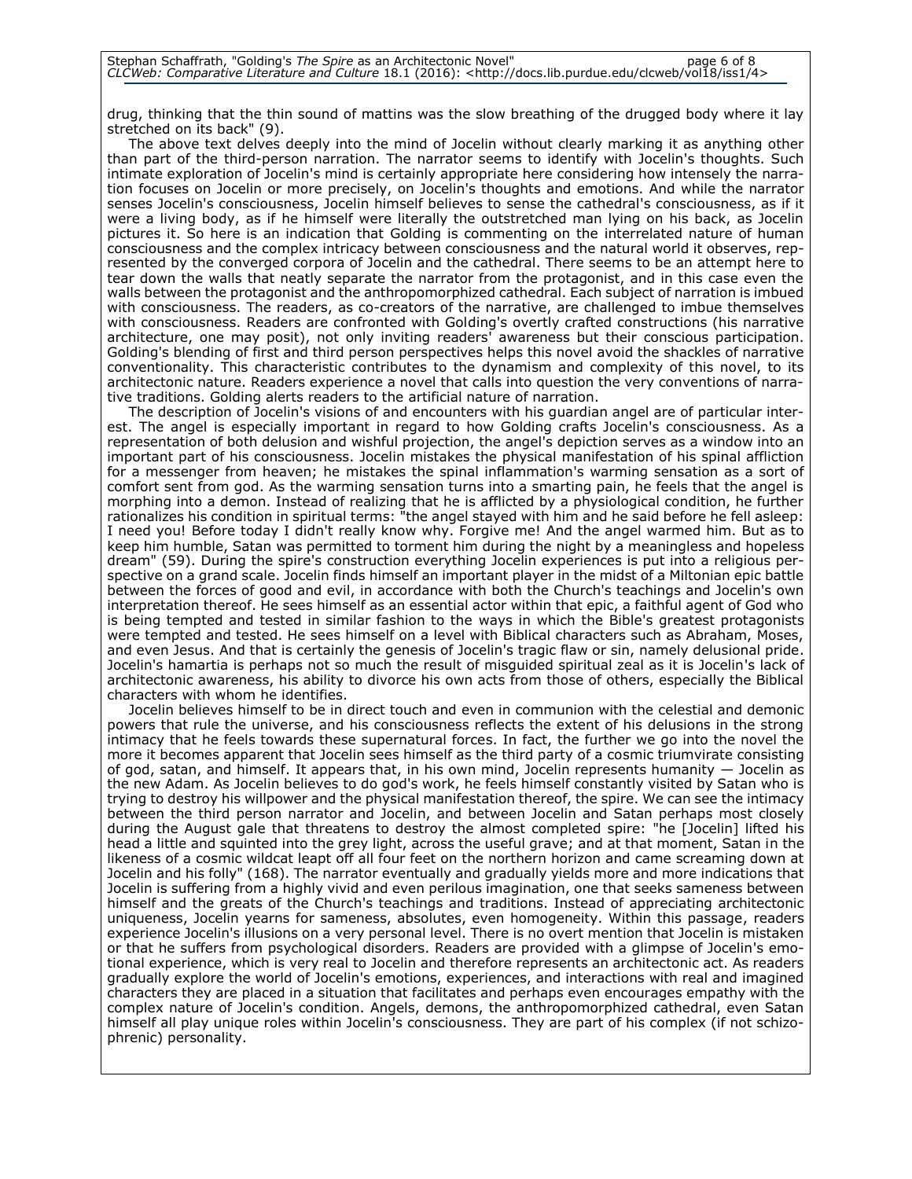drug, thinking that the thin sound of mattins was the slow breathing of the drugged body where it lay stretched on its back" (9).

The above text delves deeply into the mind of Jocelin without clearly marking it as anything other than part of the third-person narration. The narrator seems to identify with Jocelin's thoughts. Such intimate exploration of Jocelin's mind is certainly appropriate here considering how intensely the narration focuses on Jocelin or more precisely, on Jocelin's thoughts and emotions. And while the narrator senses Jocelin's consciousness, Jocelin himself believes to sense the cathedral's consciousness, as if it were a living body, as if he himself were literally the outstretched man lying on his back, as Jocelin pictures it. So here is an indication that Golding is commenting on the interrelated nature of human consciousness and the complex intricacy between consciousness and the natural world it observes, represented by the converged corpora of Jocelin and the cathedral. There seems to be an attempt here to tear down the walls that neatly separate the narrator from the protagonist, and in this case even the walls between the protagonist and the anthropomorphized cathedral. Each subject of narration is imbued with consciousness. The readers, as co-creators of the narrative, are challenged to imbue themselves with consciousness. Readers are confronted with Golding's overtly crafted constructions (his narrative architecture, one may posit), not only inviting readers' awareness but their conscious participation. Golding's blending of first and third person perspectives helps this novel avoid the shackles of narrative conventionality. This characteristic contributes to the dynamism and complexity of this novel, to its architectonic nature. Readers experience a novel that calls into question the very conventions of narrative traditions. Golding alerts readers to the artificial nature of narration.

The description of Jocelin's visions of and encounters with his guardian angel are of particular interest. The angel is especially important in regard to how Golding crafts Jocelin's consciousness. As a representation of both delusion and wishful projection, the angel's depiction serves as a window into an important part of his consciousness. Jocelin mistakes the physical manifestation of his spinal affliction for a messenger from heaven; he mistakes the spinal inflammation's warming sensation as a sort of comfort sent from god. As the warming sensation turns into a smarting pain, he feels that the angel is morphing into a demon. Instead of realizing that he is afflicted by a physiological condition, he further rationalizes his condition in spiritual terms: "the angel stayed with him and he said before he fell asleep: I need you! Before today I didn't really know why. Forgive me! And the angel warmed him. But as to keep him humble, Satan was permitted to torment him during the night by a meaningless and hopeless dream" (59). During the spire's construction everything Jocelin experiences is put into a religious perspective on a grand scale. Jocelin finds himself an important player in the midst of a Miltonian epic battle between the forces of good and evil, in accordance with both the Church's teachings and Jocelin's own interpretation thereof. He sees himself as an essential actor within that epic, a faithful agent of God who is being tempted and tested in similar fashion to the ways in which the Bible's greatest protagonists were tempted and tested. He sees himself on a level with Biblical characters such as Abraham, Moses, and even Jesus. And that is certainly the genesis of Jocelin's tragic flaw or sin, namely delusional pride. Jocelin's hamartia is perhaps not so much the result of misguided spiritual zeal as it is Jocelin's lack of architectonic awareness, his ability to divorce his own acts from those of others, especially the Biblical characters with whom he identifies.

Jocelin believes himself to be in direct touch and even in communion with the celestial and demonic powers that rule the universe, and his consciousness reflects the extent of his delusions in the strong intimacy that he feels towards these supernatural forces. In fact, the further we go into the novel the more it becomes apparent that Jocelin sees himself as the third party of a cosmic triumvirate consisting of god, satan, and himself. It appears that, in his own mind, Jocelin represents humanity — Jocelin as the new Adam. As Jocelin believes to do god's work, he feels himself constantly visited by Satan who is trying to destroy his willpower and the physical manifestation thereof, the spire. We can see the intimacy between the third person narrator and Jocelin, and between Jocelin and Satan perhaps most closely during the August gale that threatens to destroy the almost completed spire: "he [Jocelin] lifted his head a little and squinted into the grey light, across the useful grave; and at that moment, Satan in the likeness of a cosmic wildcat leapt off all four feet on the northern horizon and came screaming down at Jocelin and his folly" (168). The narrator eventually and gradually yields more and more indications that Jocelin is suffering from a highly vivid and even perilous imagination, one that seeks sameness between himself and the greats of the Church's teachings and traditions. Instead of appreciating architectonic uniqueness, Jocelin yearns for sameness, absolutes, even homogeneity. Within this passage, readers experience Jocelin's illusions on a very personal level. There is no overt mention that Jocelin is mistaken or that he suffers from psychological disorders. Readers are provided with a glimpse of Jocelin's emotional experience, which is very real to Jocelin and therefore represents an architectonic act. As readers gradually explore the world of Jocelin's emotions, experiences, and interactions with real and imagined characters they are placed in a situation that facilitates and perhaps even encourages empathy with the complex nature of Jocelin's condition. Angels, demons, the anthropomorphized cathedral, even Satan himself all play unique roles within Jocelin's consciousness. They are part of his complex (if not schizophrenic) personality.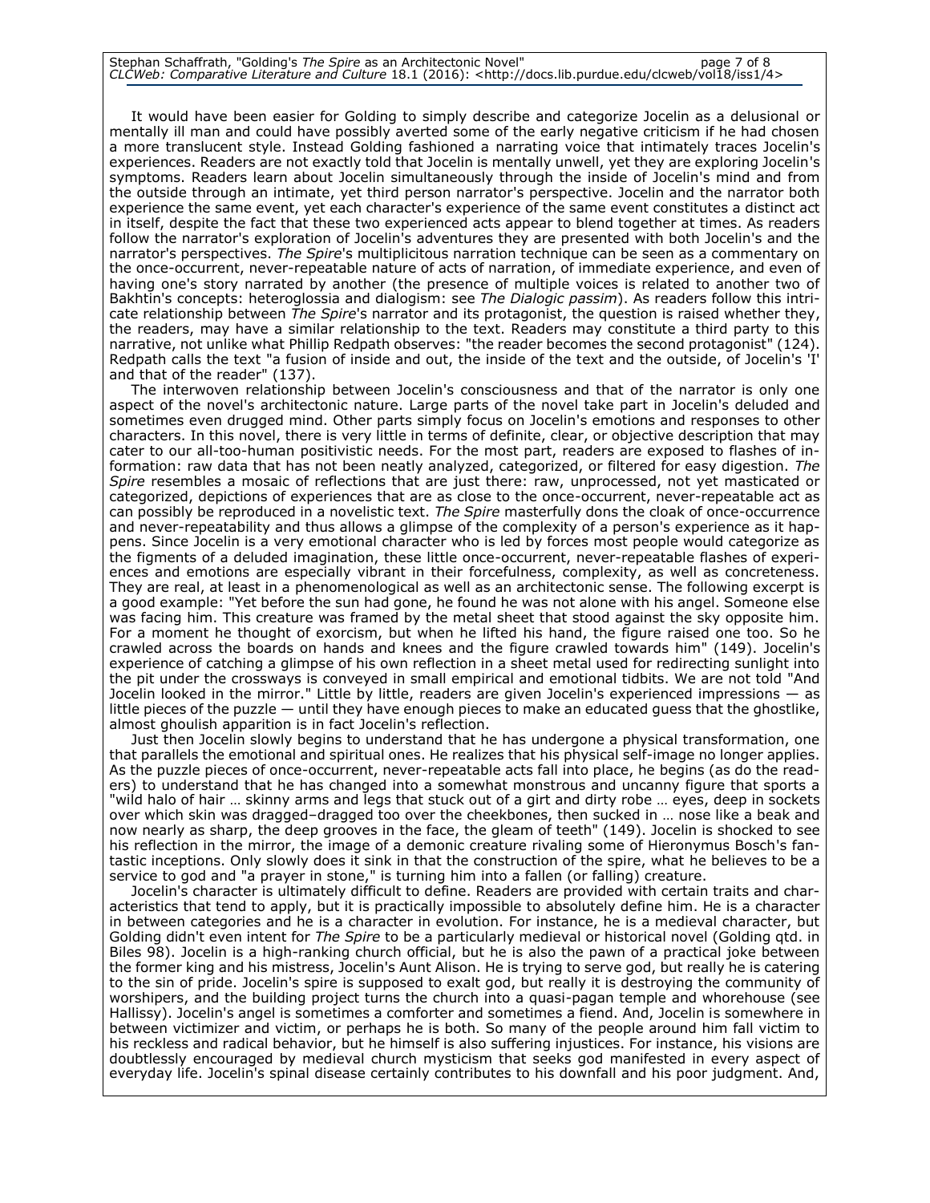It would have been easier for Golding to simply describe and categorize Jocelin as a delusional or mentally ill man and could have possibly averted some of the early negative criticism if he had chosen a more translucent style. Instead Golding fashioned a narrating voice that intimately traces Jocelin's experiences. Readers are not exactly told that Jocelin is mentally unwell, yet they are exploring Jocelin's symptoms. Readers learn about Jocelin simultaneously through the inside of Jocelin's mind and from the outside through an intimate, yet third person narrator's perspective. Jocelin and the narrator both experience the same event, yet each character's experience of the same event constitutes a distinct act in itself, despite the fact that these two experienced acts appear to blend together at times. As readers follow the narrator's exploration of Jocelin's adventures they are presented with both Jocelin's and the narrator's perspectives. *The Spire*'s multiplicitous narration technique can be seen as a commentary on the once-occurrent, never-repeatable nature of acts of narration, of immediate experience, and even of having one's story narrated by another (the presence of multiple voices is related to another two of Bakhtin's concepts: heteroglossia and dialogism: see *The Dialogic passim*). As readers follow this intricate relationship between *The Spire*'s narrator and its protagonist, the question is raised whether they, the readers, may have a similar relationship to the text. Readers may constitute a third party to this narrative, not unlike what Phillip Redpath observes: "the reader becomes the second protagonist" (124). Redpath calls the text "a fusion of inside and out, the inside of the text and the outside, of Jocelin's 'I' and that of the reader" (137).

The interwoven relationship between Jocelin's consciousness and that of the narrator is only one aspect of the novel's architectonic nature. Large parts of the novel take part in Jocelin's deluded and sometimes even drugged mind. Other parts simply focus on Jocelin's emotions and responses to other characters. In this novel, there is very little in terms of definite, clear, or objective description that may cater to our all-too-human positivistic needs. For the most part, readers are exposed to flashes of information: raw data that has not been neatly analyzed, categorized, or filtered for easy digestion. *The Spire* resembles a mosaic of reflections that are just there: raw, unprocessed, not yet masticated or categorized, depictions of experiences that are as close to the once-occurrent, never-repeatable act as can possibly be reproduced in a novelistic text. *The Spire* masterfully dons the cloak of once-occurrence and never-repeatability and thus allows a glimpse of the complexity of a person's experience as it happens. Since Jocelin is a very emotional character who is led by forces most people would categorize as the figments of a deluded imagination, these little once-occurrent, never-repeatable flashes of experiences and emotions are especially vibrant in their forcefulness, complexity, as well as concreteness. They are real, at least in a phenomenological as well as an architectonic sense. The following excerpt is a good example: "Yet before the sun had gone, he found he was not alone with his angel. Someone else was facing him. This creature was framed by the metal sheet that stood against the sky opposite him. For a moment he thought of exorcism, but when he lifted his hand, the figure raised one too. So he crawled across the boards on hands and knees and the figure crawled towards him" (149). Jocelin's experience of catching a glimpse of his own reflection in a sheet metal used for redirecting sunlight into the pit under the crossways is conveyed in small empirical and emotional tidbits. We are not told "And Jocelin looked in the mirror." Little by little, readers are given Jocelin's experienced impressions — as little pieces of the puzzle — until they have enough pieces to make an educated guess that the ghostlike, almost ghoulish apparition is in fact Jocelin's reflection.

Just then Jocelin slowly begins to understand that he has undergone a physical transformation, one that parallels the emotional and spiritual ones. He realizes that his physical self-image no longer applies. As the puzzle pieces of once-occurrent, never-repeatable acts fall into place, he begins (as do the readers) to understand that he has changed into a somewhat monstrous and uncanny figure that sports a "wild halo of hair … skinny arms and legs that stuck out of a girt and dirty robe … eyes, deep in sockets over which skin was dragged–dragged too over the cheekbones, then sucked in … nose like a beak and now nearly as sharp, the deep grooves in the face, the gleam of teeth" (149). Jocelin is shocked to see his reflection in the mirror, the image of a demonic creature rivaling some of Hieronymus Bosch's fantastic inceptions. Only slowly does it sink in that the construction of the spire, what he believes to be a service to god and "a prayer in stone," is turning him into a fallen (or falling) creature.

Jocelin's character is ultimately difficult to define. Readers are provided with certain traits and characteristics that tend to apply, but it is practically impossible to absolutely define him. He is a character in between categories and he is a character in evolution. For instance, he is a medieval character, but Golding didn't even intent for *The Spire* to be a particularly medieval or historical novel (Golding qtd. in Biles 98). Jocelin is a high-ranking church official, but he is also the pawn of a practical joke between the former king and his mistress, Jocelin's Aunt Alison. He is trying to serve god, but really he is catering to the sin of pride. Jocelin's spire is supposed to exalt god, but really it is destroying the community of worshipers, and the building project turns the church into a quasi-pagan temple and whorehouse (see Hallissy). Jocelin's angel is sometimes a comforter and sometimes a fiend. And, Jocelin is somewhere in between victimizer and victim, or perhaps he is both. So many of the people around him fall victim to his reckless and radical behavior, but he himself is also suffering injustices. For instance, his visions are doubtlessly encouraged by medieval church mysticism that seeks god manifested in every aspect of everyday life. Jocelin's spinal disease certainly contributes to his downfall and his poor judgment. And,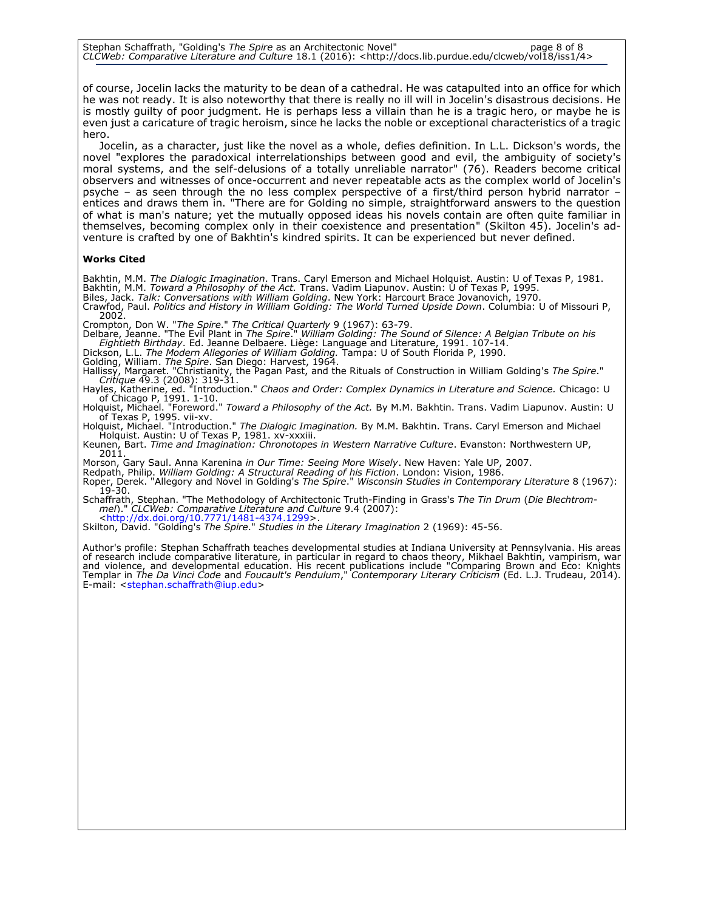of course, Jocelin lacks the maturity to be dean of a cathedral. He was catapulted into an office for which he was not ready. It is also noteworthy that there is really no ill will in Jocelin's disastrous decisions. He is mostly guilty of poor judgment. He is perhaps less a villain than he is a tragic hero, or maybe he is even just a caricature of tragic heroism, since he lacks the noble or exceptional characteristics of a tragic hero.

Jocelin, as a character, just like the novel as a whole, defies definition. In L.L. Dickson's words, the novel "explores the paradoxical interrelationships between good and evil, the ambiguity of society's moral systems, and the self-delusions of a totally unreliable narrator" (76). Readers become critical observers and witnesses of once-occurrent and never repeatable acts as the complex world of Jocelin's psyche – as seen through the no less complex perspective of a first/third person hybrid narrator – entices and draws them in. "There are for Golding no simple, straightforward answers to the question of what is man's nature; yet the mutually opposed ideas his novels contain are often quite familiar in themselves, becoming complex only in their coexistence and presentation" (Skilton 45). Jocelin's adventure is crafted by one of Bakhtin's kindred spirits. It can be experienced but never defined.

**Works Cited**

Bakhtin, M.M. *The Dialogic Imagination*. Trans. Caryl Emerson and Michael Holquist. Austin: U of Texas P, 1981.
Bakhtin, M.M. *Toward a Philosophy of the Act.* Trans. Vadim Liapunov. Austin: U of Texas P, 1995.
Biles, Jack. *Talk: Conversations with William Golding*. New York: Harcourt Brace Jovanovich, 1970.
Crawfod, Paul. *Politics and History in William Golding: The World Turned Upside Down*. Columbia: U of Missouri P, 2002.
Crompton, Don W. "*The Spire*." *The Critical Quarterly* 9 (1967): 63-79.
Delbare, Jeanne. "The Evil Plant in *The Spire*." *William Golding: The Sound of Silence: A Belgian Tribute on his Eightieth Birthday*. Ed. Jeanne Delbaere. Liège: Language and Literature, 1991. 107-14.
Dickson, L.L. *The Modern Allegories of William Golding.* Tampa: U of South Florida P, 1990.
Golding, William. *The Spire*. San Diego: Harvest, 1964.
Hallissy, Margaret. "Christianity, the Pagan Past, and the Rituals of Construction in William Golding's *The Spire*." *Critique* 49.3 (2008): 319-31.
Hayles, Katherine, ed. "Introduction." *Chaos and Order: Complex Dynamics in Literature and Science.* Chicago: U of Chicago P, 1991. 1-10.
Holquist, Michael. "Foreword." *Toward a Philosophy of the Act.* By M.M. Bakhtin. Trans. Vadim Liapunov. Austin: U of Texas P, 1995. vii-xv.
Holquist, Michael. "Introduction." *The Dialogic Imagination.* By M.M. Bakhtin. Trans. Caryl Emerson and Michael Holquist. Austin: U of Texas P, 1981. xv-xxxiii.
Keunen, Bart. *Time and Imagination: Chronotopes in Western Narrative Culture*. Evanston: Northwestern UP, 2011.
Morson, Gary Saul. Anna Karenina *in Our Time: Seeing More Wisely*. New Haven: Yale UP, 2007.
Redpath, Philip. *William Golding: A Structural Reading of his Fiction*. London: Vision, 1986.
Roper, Derek. "Allegory and Novel in Golding's *The Spire*." *Wisconsin Studies in Contemporary Literature* 8 (1967): 19-30.
Schaffrath, Stephan. "The Methodology of Architectonic Truth-Finding in Grass's *The Tin Drum* (*Die Blechtrommel*)." *CLCWeb: Comparative Literature and Culture* 9.4 (2007): <http://dx.doi.org/10.7771/1481-4374.1299>.
Skilton, David. "Golding's *The Spire*." *Studies in the Literary Imagination* 2 (1969): 45-56.

Author's profile: Stephan Schaffrath teaches developmental studies at Indiana University at Pennsylvania. His areas of research include comparative literature, in particular in regard to chaos theory, Mikhael Bakhtin, vampirism, war and violence, and developmental education. His recent publications include "Comparing Brown and Eco: Knights Templar in *The Da Vinci Code* and *Foucault's Pendulum*," *Contemporary Literary Criticism* (Ed. L.J. Trudeau, 2014). E-mail: <stephan.schaffrath@iup.edu>